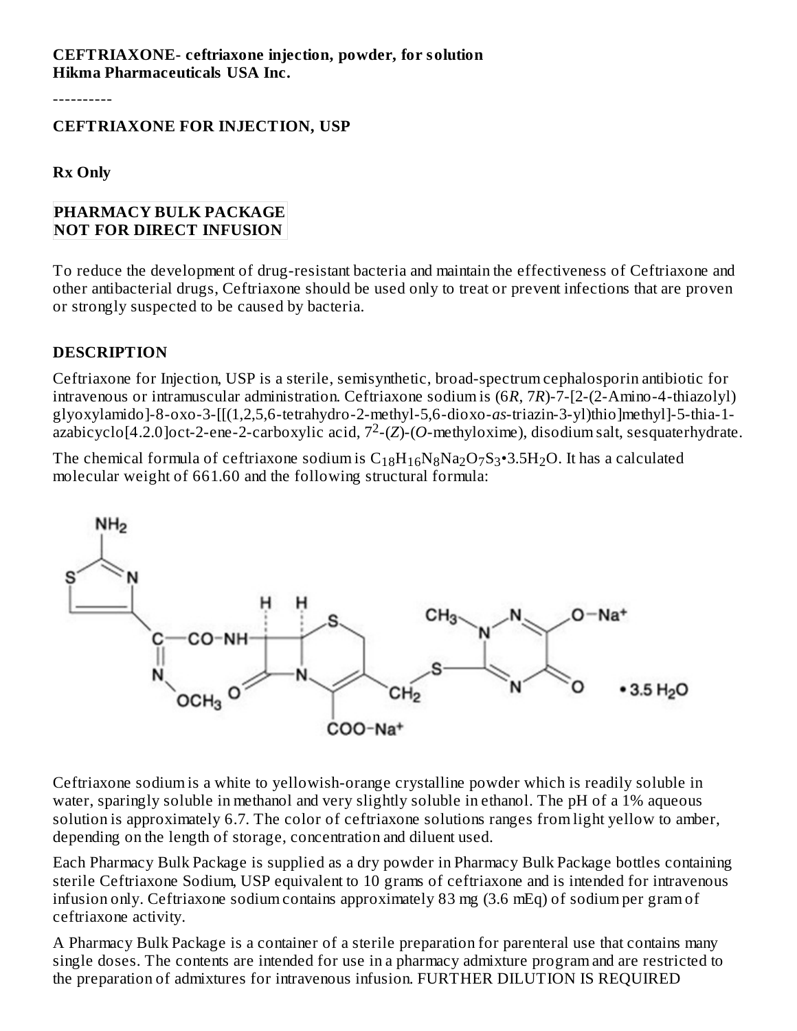**CEFTRIAXONE- ceftriaxone injection, powder, for solution**
**Hikma Pharmaceuticals USA Inc.**

----------

**CEFTRIAXONE FOR INJECTION, USP**

**Rx Only**

**PHARMACY BULK PACKAGE**
**NOT FOR DIRECT INFUSION**

To reduce the development of drug-resistant bacteria and maintain the effectiveness of Ceftriaxone and other antibacterial drugs, Ceftriaxone should be used only to treat or prevent infections that are proven or strongly suspected to be caused by bacteria.

## DESCRIPTION

Ceftriaxone for Injection, USP is a sterile, semisynthetic, broad-spectrum cephalosporin antibiotic for intravenous or intramuscular administration. Ceftriaxone sodium is (6*R*, 7*R*)-7-[2-(2-Amino-4-thiazolyl) glyoxylamido]-8-oxo-3-[[(1,2,5,6-tetrahydro-2-methyl-5,6-dioxo-*as*-triazin-3-yl)thio]methyl]-5-thia-1-azabicyclo[4.2.0]oct-2-ene-2-carboxylic acid, $7^2$-(*Z*)-(*O*-methyloxime), disodium salt, sesquaterhydrate.

The chemical formula of ceftriaxone sodium is $C_{18}H_{16}N_8Na_2O_7S_3 \cdot 3.5H_2O$. It has a calculated molecular weight of 661.60 and the following structural formula:

Ceftriaxone sodium is a white to yellowish-orange crystalline powder which is readily soluble in water, sparingly soluble in methanol and very slightly soluble in ethanol. The pH of a 1% aqueous solution is approximately 6.7. The color of ceftriaxone solutions ranges from light yellow to amber, depending on the length of storage, concentration and diluent used.

Each Pharmacy Bulk Package is supplied as a dry powder in Pharmacy Bulk Package bottles containing sterile Ceftriaxone Sodium, USP equivalent to 10 grams of ceftriaxone and is intended for intravenous infusion only. Ceftriaxone sodium contains approximately 83 mg (3.6 mEq) of sodium per gram of ceftriaxone activity.

A Pharmacy Bulk Package is a container of a sterile preparation for parenteral use that contains many single doses. The contents are intended for use in a pharmacy admixture program and are restricted to the preparation of admixtures for intravenous infusion. FURTHER DILUTION IS REQUIRED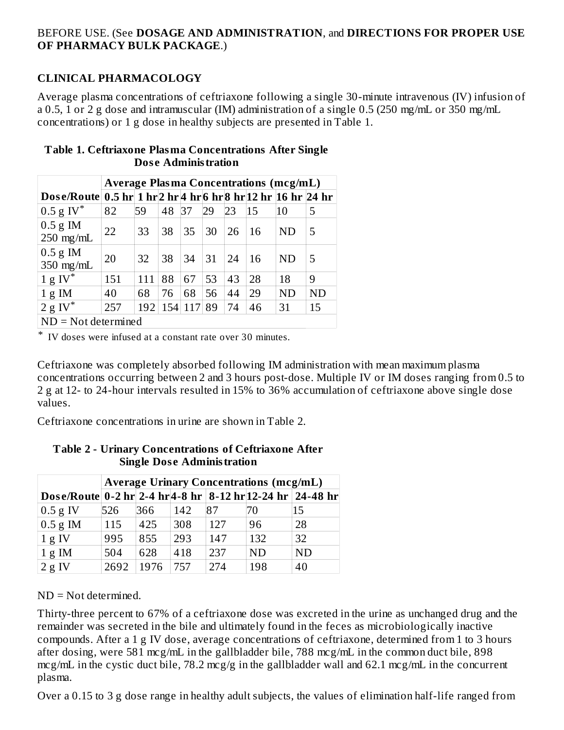BEFORE USE. (See **DOSAGE AND ADMINISTRATION**, and **DIRECTIONS FOR PROPER USE OF PHARMACY BULK PACKAGE**.)

## CLINICAL PHARMACOLOGY

Average plasma concentrations of ceftriaxone following a single 30-minute intravenous (IV) infusion of a 0.5, 1 or 2 g dose and intramuscular (IM) administration of a single 0.5 (250 mg/mL or 350 mg/mL concentrations) or 1 g dose in healthy subjects are presented in Table 1.

**Table 1. Ceftriaxone Plasma Concentrations After Single Dose Administration**

| | **Average Plasma Concentrations (mcg/mL)** | | | | | | | | |
|---|---|---|---|---|---|---|---|---|---|
| **Dose/Route** | **0.5 hr** | **1 hr** | **2 hr** | **4 hr** | **6 hr** | **8 hr** | **12 hr** | **16 hr** | **24 hr** |
| 0.5 g IV* | 82 | 59 | 48 | 37 | 29 | 23 | 15 | 10 | 5 |
| 0.5 g IM 250 mg/mL | 22 | 33 | 38 | 35 | 30 | 26 | 16 | ND | 5 |
| 0.5 g IM 350 mg/mL | 20 | 32 | 38 | 34 | 31 | 24 | 16 | ND | 5 |
| 1 g IV* | 151 | 111 | 88 | 67 | 53 | 43 | 28 | 18 | 9 |
| 1 g IM | 40 | 68 | 76 | 68 | 56 | 44 | 29 | ND | ND |
| 2 g IV* | 257 | 192 | 154 | 117 | 89 | 74 | 46 | 31 | 15 |
| ND = Not determined | | | | | | | | | |

\* IV doses were infused at a constant rate over 30 minutes.

Ceftriaxone was completely absorbed following IM administration with mean maximum plasma concentrations occurring between 2 and 3 hours post-dose. Multiple IV or IM doses ranging from 0.5 to 2 g at 12- to 24-hour intervals resulted in 15% to 36% accumulation of ceftriaxone above single dose values.

Ceftriaxone concentrations in urine are shown in Table 2.

**Table 2 - Urinary Concentrations of Ceftriaxone After Single Dose Administration**

| | **Average Urinary Concentrations (mcg/mL)** | | | | | |
|---|---|---|---|---|---|---|
| **Dose/Route** | **0-2 hr** | **2-4 hr** | **4-8 hr** | **8-12 hr** | **12-24 hr** | **24-48 hr** |
| 0.5 g IV | 526 | 366 | 142 | 87 | 70 | 15 |
| 0.5 g IM | 115 | 425 | 308 | 127 | 96 | 28 |
| 1 g IV | 995 | 855 | 293 | 147 | 132 | 32 |
| 1 g IM | 504 | 628 | 418 | 237 | ND | ND |
| 2 g IV | 2692 | 1976 | 757 | 274 | 198 | 40 |

ND = Not determined.

Thirty-three percent to 67% of a ceftriaxone dose was excreted in the urine as unchanged drug and the remainder was secreted in the bile and ultimately found in the feces as microbiologically inactive compounds. After a 1 g IV dose, average concentrations of ceftriaxone, determined from 1 to 3 hours after dosing, were 581 mcg/mL in the gallbladder bile, 788 mcg/mL in the common duct bile, 898 mcg/mL in the cystic duct bile, 78.2 mcg/g in the gallbladder wall and 62.1 mcg/mL in the concurrent plasma.

Over a 0.15 to 3 g dose range in healthy adult subjects, the values of elimination half-life ranged from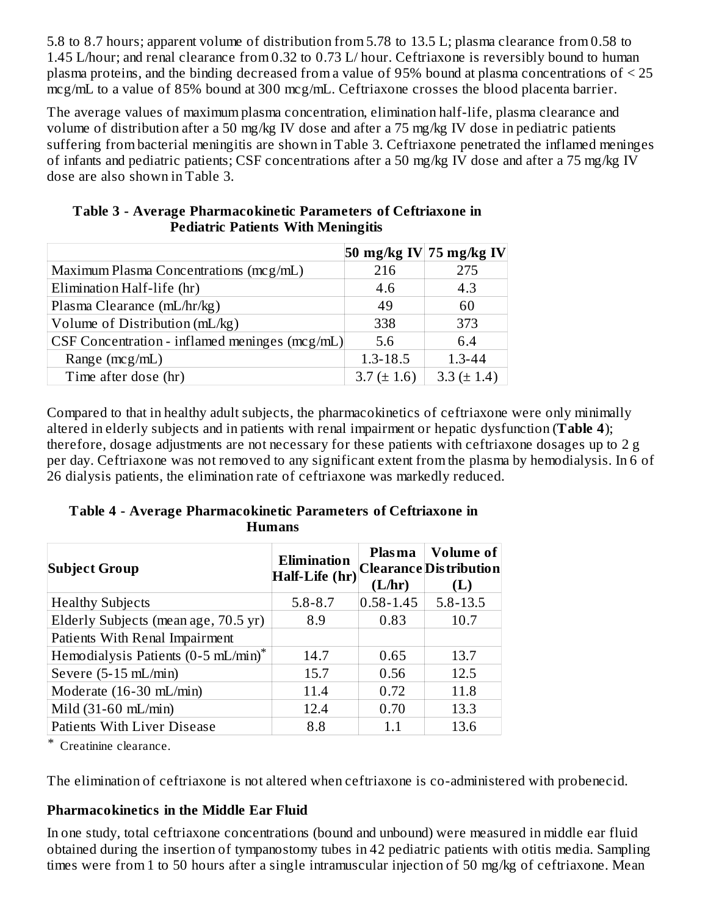5.8 to 8.7 hours; apparent volume of distribution from 5.78 to 13.5 L; plasma clearance from 0.58 to 1.45 L/hour; and renal clearance from 0.32 to 0.73 L/ hour. Ceftriaxone is reversibly bound to human plasma proteins, and the binding decreased from a value of 95% bound at plasma concentrations of < 25 mcg/mL to a value of 85% bound at 300 mcg/mL. Ceftriaxone crosses the blood placenta barrier.

The average values of maximum plasma concentration, elimination half-life, plasma clearance and volume of distribution after a 50 mg/kg IV dose and after a 75 mg/kg IV dose in pediatric patients suffering from bacterial meningitis are shown in Table 3. Ceftriaxone penetrated the inflamed meninges of infants and pediatric patients; CSF concentrations after a 50 mg/kg IV dose and after a 75 mg/kg IV dose are also shown in Table 3.

**Table 3 - Average Pharmacokinetic Parameters of Ceftriaxone in Pediatric Patients With Meningitis**

| | 50 mg/kg IV | 75 mg/kg IV |
|---|---|---|
| Maximum Plasma Concentrations (mcg/mL) | 216 | 275 |
| Elimination Half-life (hr) | 4.6 | 4.3 |
| Plasma Clearance (mL/hr/kg) | 49 | 60 |
| Volume of Distribution (mL/kg) | 338 | 373 |
| CSF Concentration - inflamed meninges (mcg/mL) | 5.6 | 6.4 |
| Range (mcg/mL) | 1.3-18.5 | 1.3-44 |
| Time after dose (hr) | 3.7 (± 1.6) | 3.3 (± 1.4) |

Compared to that in healthy adult subjects, the pharmacokinetics of ceftriaxone were only minimally altered in elderly subjects and in patients with renal impairment or hepatic dysfunction (**Table 4**); therefore, dosage adjustments are not necessary for these patients with ceftriaxone dosages up to 2 g per day. Ceftriaxone was not removed to any significant extent from the plasma by hemodialysis. In 6 of 26 dialysis patients, the elimination rate of ceftriaxone was markedly reduced.

**Table 4 - Average Pharmacokinetic Parameters of Ceftriaxone in Humans**

| Subject Group | Elimination Half-Life (hr) | Plasma Clearance (L/hr) | Volume of Distribution (L) |
|---|---|---|---|
| Healthy Subjects | 5.8-8.7 | 0.58-1.45 | 5.8-13.5 |
| Elderly Subjects (mean age, 70.5 yr) | 8.9 | 0.83 | 10.7 |
| Patients With Renal Impairment | | | |
| Hemodialysis Patients (0-5 mL/min)* | 14.7 | 0.65 | 13.7 |
| Severe (5-15 mL/min) | 15.7 | 0.56 | 12.5 |
| Moderate (16-30 mL/min) | 11.4 | 0.72 | 11.8 |
| Mild (31-60 mL/min) | 12.4 | 0.70 | 13.3 |
| Patients With Liver Disease | 8.8 | 1.1 | 13.6 |

* Creatinine clearance.

The elimination of ceftriaxone is not altered when ceftriaxone is co-administered with probenecid.

### Pharmacokinetics in the Middle Ear Fluid

In one study, total ceftriaxone concentrations (bound and unbound) were measured in middle ear fluid obtained during the insertion of tympanostomy tubes in 42 pediatric patients with otitis media. Sampling times were from 1 to 50 hours after a single intramuscular injection of 50 mg/kg of ceftriaxone. Mean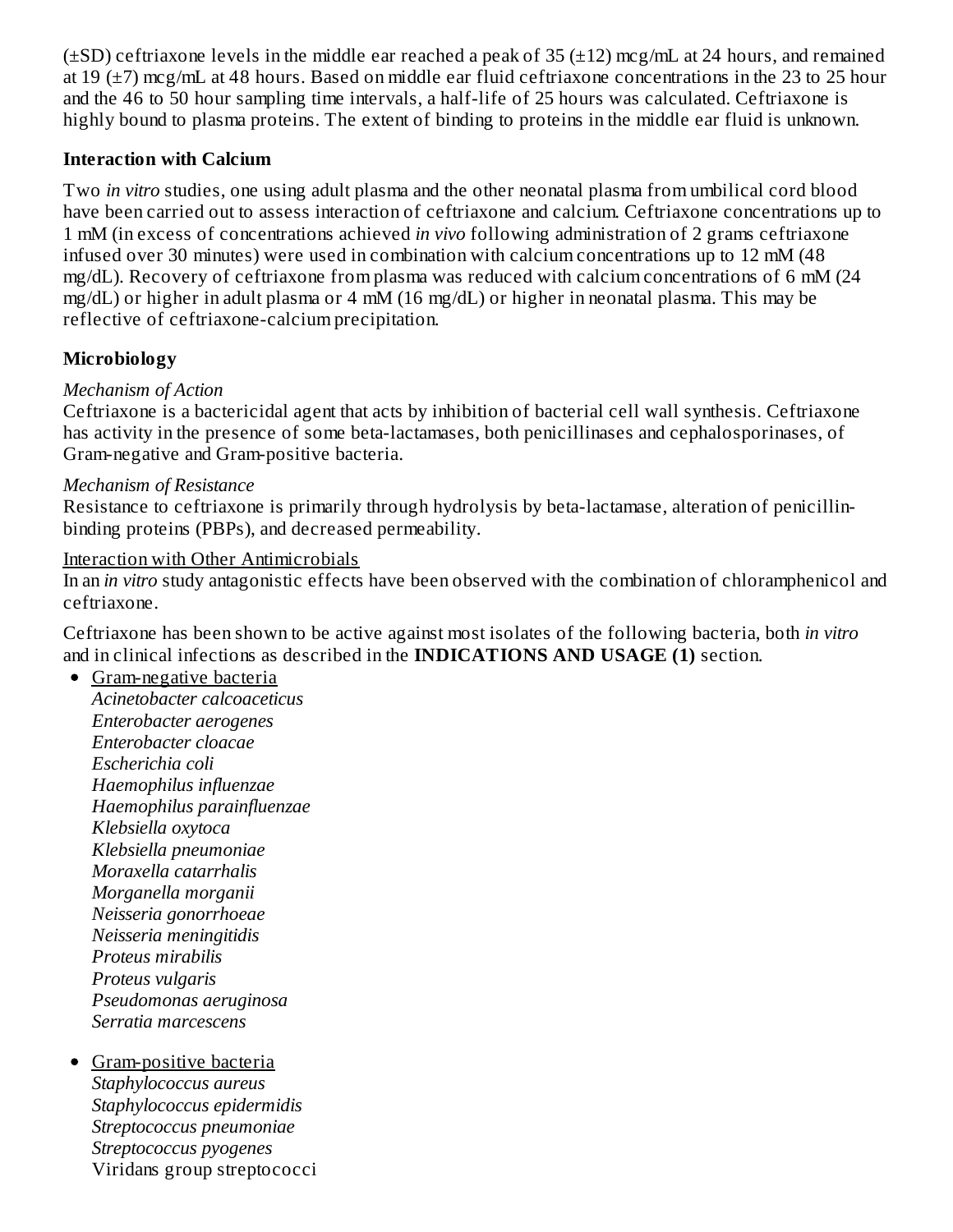(±SD) ceftriaxone levels in the middle ear reached a peak of 35 (±12) mcg/mL at 24 hours, and remained at 19 (±7) mcg/mL at 48 hours. Based on middle ear fluid ceftriaxone concentrations in the 23 to 25 hour and the 46 to 50 hour sampling time intervals, a half-life of 25 hours was calculated. Ceftriaxone is highly bound to plasma proteins. The extent of binding to proteins in the middle ear fluid is unknown.

**Interaction with Calcium**

Two *in vitro* studies, one using adult plasma and the other neonatal plasma from umbilical cord blood have been carried out to assess interaction of ceftriaxone and calcium. Ceftriaxone concentrations up to 1 mM (in excess of concentrations achieved *in vivo* following administration of 2 grams ceftriaxone infused over 30 minutes) were used in combination with calcium concentrations up to 12 mM (48 mg/dL). Recovery of ceftriaxone from plasma was reduced with calcium concentrations of 6 mM (24 mg/dL) or higher in adult plasma or 4 mM (16 mg/dL) or higher in neonatal plasma. This may be reflective of ceftriaxone-calcium precipitation.

**Microbiology**

*Mechanism of Action*

Ceftriaxone is a bactericidal agent that acts by inhibition of bacterial cell wall synthesis. Ceftriaxone has activity in the presence of some beta-lactamases, both penicillinases and cephalosporinases, of Gram-negative and Gram-positive bacteria.

*Mechanism of Resistance*

Resistance to ceftriaxone is primarily through hydrolysis by beta-lactamase, alteration of penicillin-binding proteins (PBPs), and decreased permeability.

Interaction with Other Antimicrobials

In an *in vitro* study antagonistic effects have been observed with the combination of chloramphenicol and ceftriaxone.

Ceftriaxone has been shown to be active against most isolates of the following bacteria, both *in vitro* and in clinical infections as described in the **INDICATIONS AND USAGE (1)** section.

- Gram-negative bacteria
  *Acinetobacter calcoaceticus*
  *Enterobacter aerogenes*
  *Enterobacter cloacae*
  *Escherichia coli*
  *Haemophilus influenzae*
  *Haemophilus parainfluenzae*
  *Klebsiella oxytoca*
  *Klebsiella pneumoniae*
  *Moraxella catarrhalis*
  *Morganella morganii*
  *Neisseria gonorrhoeae*
  *Neisseria meningitidis*
  *Proteus mirabilis*
  *Proteus vulgaris*
  *Pseudomonas aeruginosa*
  *Serratia marcescens*

- Gram-positive bacteria
  *Staphylococcus aureus*
  *Staphylococcus epidermidis*
  *Streptococcus pneumoniae*
  *Streptococcus pyogenes*
  Viridans group streptococci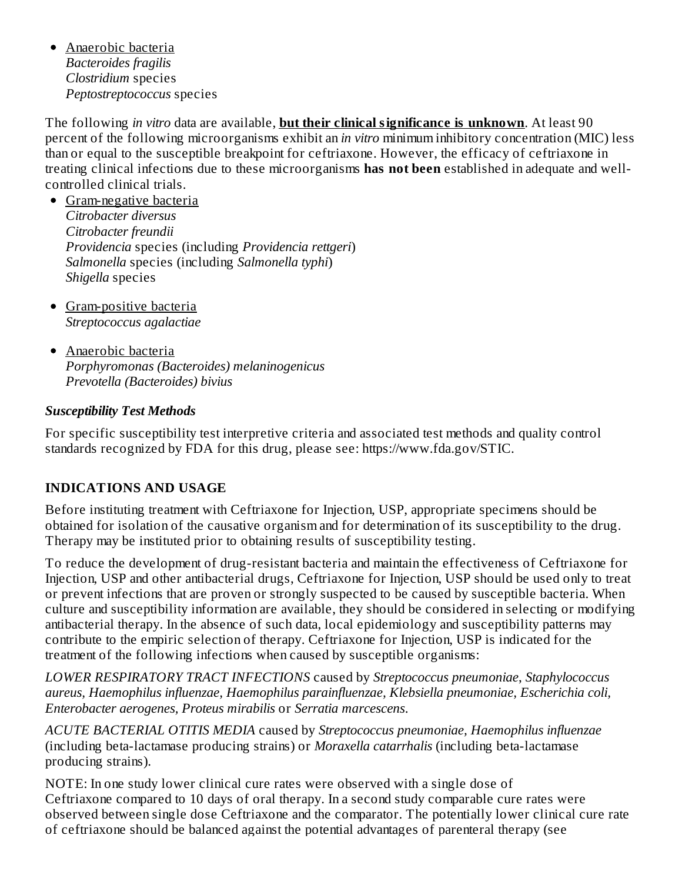- Anaerobic bacteria
  *Bacteroides fragilis*
  *Clostridium* species
  *Peptostreptococcus* species

The following *in vitro* data are available, **but their clinical significance is unknown**. At least 90 percent of the following microorganisms exhibit an *in vitro* minimum inhibitory concentration (MIC) less than or equal to the susceptible breakpoint for ceftriaxone. However, the efficacy of ceftriaxone in treating clinical infections due to these microorganisms **has not been** established in adequate and well-controlled clinical trials.

- Gram-negative bacteria
  *Citrobacter diversus*
  *Citrobacter freundii*
  *Providencia* species (including *Providencia rettgeri*)
  *Salmonella* species (including *Salmonella typhi*)
  *Shigella* species

- Gram-positive bacteria
  *Streptococcus agalactiae*

- Anaerobic bacteria
  *Porphyromonas (Bacteroides) melaninogenicus*
  *Prevotella (Bacteroides) bivius*

***Susceptibility Test Methods***

For specific susceptibility test interpretive criteria and associated test methods and quality control standards recognized by FDA for this drug, please see: https://www.fda.gov/STIC.

## INDICATIONS AND USAGE

Before instituting treatment with Ceftriaxone for Injection, USP, appropriate specimens should be obtained for isolation of the causative organism and for determination of its susceptibility to the drug. Therapy may be instituted prior to obtaining results of susceptibility testing.

To reduce the development of drug-resistant bacteria and maintain the effectiveness of Ceftriaxone for Injection, USP and other antibacterial drugs, Ceftriaxone for Injection, USP should be used only to treat or prevent infections that are proven or strongly suspected to be caused by susceptible bacteria. When culture and susceptibility information are available, they should be considered in selecting or modifying antibacterial therapy. In the absence of such data, local epidemiology and susceptibility patterns may contribute to the empiric selection of therapy. Ceftriaxone for Injection, USP is indicated for the treatment of the following infections when caused by susceptible organisms:

*LOWER RESPIRATORY TRACT INFECTIONS* caused by *Streptococcus pneumoniae*, *Staphylococcus aureus, Haemophilus influenzae, Haemophilus parainfluenzae, Klebsiella pneumoniae, Escherichia coli, Enterobacter aerogenes, Proteus mirabilis* or *Serratia marcescens.*

*ACUTE BACTERIAL OTITIS MEDIA* caused by *Streptococcus pneumoniae, Haemophilus influenzae* (including beta-lactamase producing strains) or *Moraxella catarrhalis* (including beta-lactamase producing strains).

NOTE: In one study lower clinical cure rates were observed with a single dose of Ceftriaxone compared to 10 days of oral therapy. In a second study comparable cure rates were observed between single dose Ceftriaxone and the comparator. The potentially lower clinical cure rate of ceftriaxone should be balanced against the potential advantages of parenteral therapy (see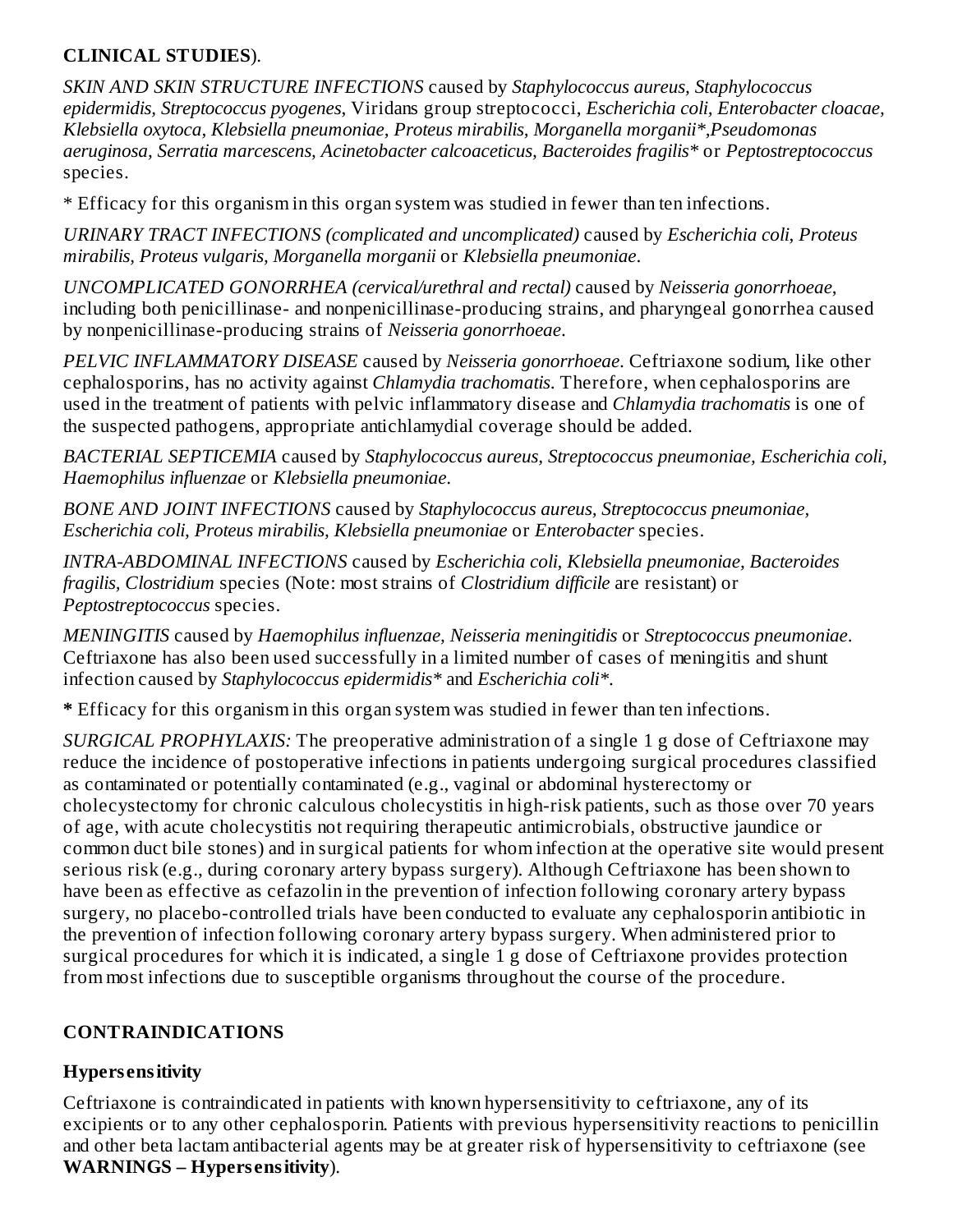**CLINICAL STUDIES**).

*SKIN AND SKIN STRUCTURE INFECTIONS* caused by *Staphylococcus aureus, Staphylococcus epidermidis, Streptococcus pyogenes*, Viridans group streptococci, *Escherichia coli, Enterobacter cloacae, Klebsiella oxytoca, Klebsiella pneumoniae, Proteus mirabilis, Morganella morganii*\*,*Pseudomonas aeruginosa, Serratia marcescens, Acinetobacter calcoaceticus, Bacteroides fragilis*\* or *Peptostreptococcus* species.

\* Efficacy for this organism in this organ system was studied in fewer than ten infections.

*URINARY TRACT INFECTIONS (complicated and uncomplicated)* caused by *Escherichia coli, Proteus mirabilis, Proteus vulgaris, Morganella morganii* or *Klebsiella pneumoniae*.

*UNCOMPLICATED GONORRHEA (cervical/urethral and rectal)* caused by *Neisseria gonorrhoeae*, including both penicillinase- and nonpenicillinase-producing strains, and pharyngeal gonorrhea caused by nonpenicillinase-producing strains of *Neisseria gonorrhoeae*.

*PELVIC INFLAMMATORY DISEASE* caused by *Neisseria gonorrhoeae*. Ceftriaxone sodium, like other cephalosporins, has no activity against *Chlamydia trachomatis*. Therefore, when cephalosporins are used in the treatment of patients with pelvic inflammatory disease and *Chlamydia trachomatis* is one of the suspected pathogens, appropriate antichlamydial coverage should be added.

*BACTERIAL SEPTICEMIA* caused by *Staphylococcus aureus, Streptococcus pneumoniae, Escherichia coli, Haemophilus influenzae* or *Klebsiella pneumoniae*.

*BONE AND JOINT INFECTIONS* caused by *Staphylococcus aureus, Streptococcus pneumoniae, Escherichia coli, Proteus mirabilis, Klebsiella pneumoniae* or *Enterobacter* species.

*INTRA-ABDOMINAL INFECTIONS* caused by *Escherichia coli, Klebsiella pneumoniae, Bacteroides fragilis, Clostridium* species (Note: most strains of *Clostridium difficile* are resistant) or *Peptostreptococcus* species.

*MENINGITIS* caused by *Haemophilus influenzae, Neisseria meningitidis* or *Streptococcus pneumoniae*. Ceftriaxone has also been used successfully in a limited number of cases of meningitis and shunt infection caused by *Staphylococcus epidermidis*\* and *Escherichia coli*\*.

**\*** Efficacy for this organism in this organ system was studied in fewer than ten infections.

*SURGICAL PROPHYLAXIS:* The preoperative administration of a single 1 g dose of Ceftriaxone may reduce the incidence of postoperative infections in patients undergoing surgical procedures classified as contaminated or potentially contaminated (e.g., vaginal or abdominal hysterectomy or cholecystectomy for chronic calculous cholecystitis in high-risk patients, such as those over 70 years of age, with acute cholecystitis not requiring therapeutic antimicrobials, obstructive jaundice or common duct bile stones) and in surgical patients for whom infection at the operative site would present serious risk (e.g., during coronary artery bypass surgery). Although Ceftriaxone has been shown to have been as effective as cefazolin in the prevention of infection following coronary artery bypass surgery, no placebo-controlled trials have been conducted to evaluate any cephalosporin antibiotic in the prevention of infection following coronary artery bypass surgery. When administered prior to surgical procedures for which it is indicated, a single 1 g dose of Ceftriaxone provides protection from most infections due to susceptible organisms throughout the course of the procedure.

## CONTRAINDICATIONS

### Hypersensitivity

Ceftriaxone is contraindicated in patients with known hypersensitivity to ceftriaxone, any of its excipients or to any other cephalosporin. Patients with previous hypersensitivity reactions to penicillin and other beta lactam antibacterial agents may be at greater risk of hypersensitivity to ceftriaxone (see **WARNINGS – Hypersensitivity**).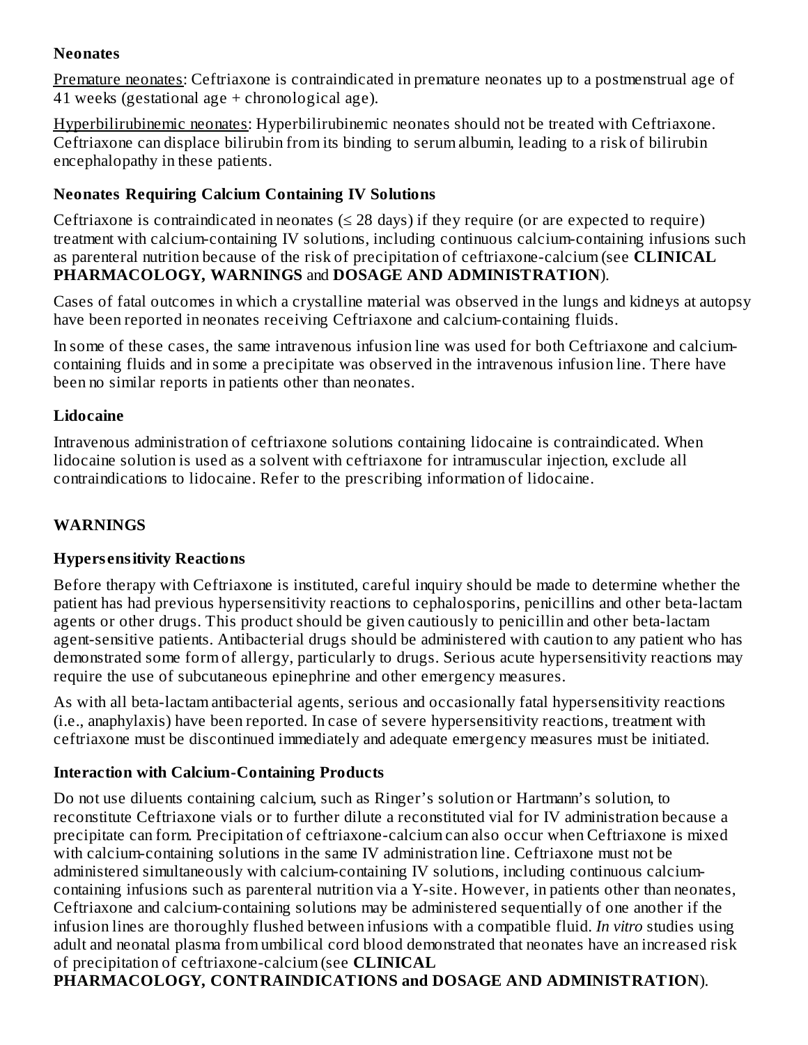**Neonates**

Premature neonates: Ceftriaxone is contraindicated in premature neonates up to a postmenstrual age of 41 weeks (gestational age + chronological age).

Hyperbilirubinemic neonates: Hyperbilirubinemic neonates should not be treated with Ceftriaxone. Ceftriaxone can displace bilirubin from its binding to serum albumin, leading to a risk of bilirubin encephalopathy in these patients.

**Neonates Requiring Calcium Containing IV Solutions**

Ceftriaxone is contraindicated in neonates (≤ 28 days) if they require (or are expected to require) treatment with calcium-containing IV solutions, including continuous calcium-containing infusions such as parenteral nutrition because of the risk of precipitation of ceftriaxone-calcium (see **CLINICAL PHARMACOLOGY, WARNINGS** and **DOSAGE AND ADMINISTRATION**).

Cases of fatal outcomes in which a crystalline material was observed in the lungs and kidneys at autopsy have been reported in neonates receiving Ceftriaxone and calcium-containing fluids.

In some of these cases, the same intravenous infusion line was used for both Ceftriaxone and calcium-containing fluids and in some a precipitate was observed in the intravenous infusion line. There have been no similar reports in patients other than neonates.

**Lidocaine**

Intravenous administration of ceftriaxone solutions containing lidocaine is contraindicated. When lidocaine solution is used as a solvent with ceftriaxone for intramuscular injection, exclude all contraindications to lidocaine. Refer to the prescribing information of lidocaine.

## WARNINGS

**Hypersensitivity Reactions**

Before therapy with Ceftriaxone is instituted, careful inquiry should be made to determine whether the patient has had previous hypersensitivity reactions to cephalosporins, penicillins and other beta-lactam agents or other drugs. This product should be given cautiously to penicillin and other beta-lactam agent-sensitive patients. Antibacterial drugs should be administered with caution to any patient who has demonstrated some form of allergy, particularly to drugs. Serious acute hypersensitivity reactions may require the use of subcutaneous epinephrine and other emergency measures.

As with all beta-lactam antibacterial agents, serious and occasionally fatal hypersensitivity reactions (i.e., anaphylaxis) have been reported. In case of severe hypersensitivity reactions, treatment with ceftriaxone must be discontinued immediately and adequate emergency measures must be initiated.

**Interaction with Calcium-Containing Products**

Do not use diluents containing calcium, such as Ringer's solution or Hartmann's solution, to reconstitute Ceftriaxone vials or to further dilute a reconstituted vial for IV administration because a precipitate can form. Precipitation of ceftriaxone-calcium can also occur when Ceftriaxone is mixed with calcium-containing solutions in the same IV administration line. Ceftriaxone must not be administered simultaneously with calcium-containing IV solutions, including continuous calcium-containing infusions such as parenteral nutrition via a Y-site. However, in patients other than neonates, Ceftriaxone and calcium-containing solutions may be administered sequentially of one another if the infusion lines are thoroughly flushed between infusions with a compatible fluid. *In vitro* studies using adult and neonatal plasma from umbilical cord blood demonstrated that neonates have an increased risk of precipitation of ceftriaxone-calcium (see **CLINICAL PHARMACOLOGY, CONTRAINDICATIONS and DOSAGE AND ADMINISTRATION**).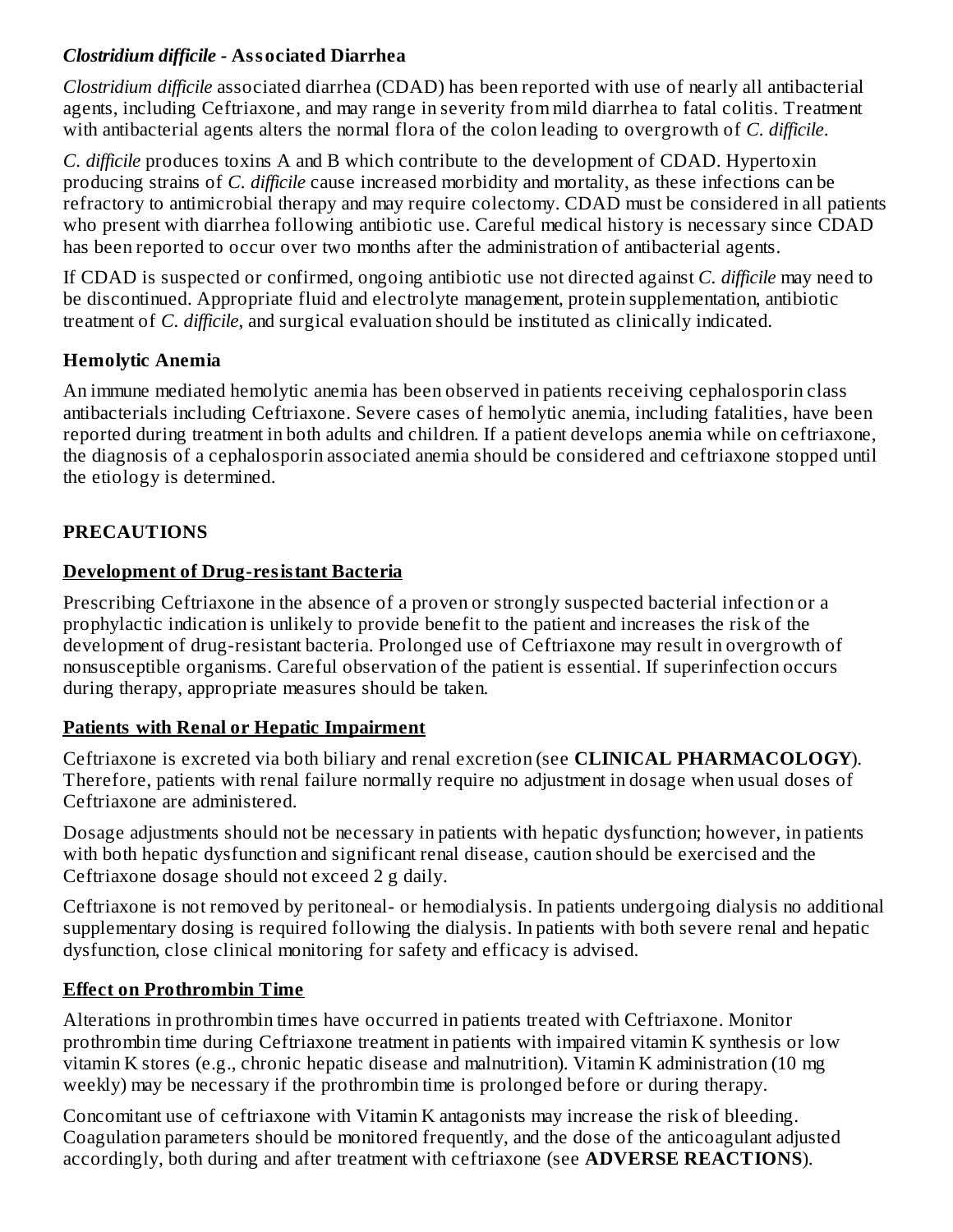### *Clostridium difficile* - Associated Diarrhea

*Clostridium difficile* associated diarrhea (CDAD) has been reported with use of nearly all antibacterial agents, including Ceftriaxone, and may range in severity from mild diarrhea to fatal colitis. Treatment with antibacterial agents alters the normal flora of the colon leading to overgrowth of *C. difficile*.

*C. difficile* produces toxins A and B which contribute to the development of CDAD. Hypertoxin producing strains of *C. difficile* cause increased morbidity and mortality, as these infections can be refractory to antimicrobial therapy and may require colectomy. CDAD must be considered in all patients who present with diarrhea following antibiotic use. Careful medical history is necessary since CDAD has been reported to occur over two months after the administration of antibacterial agents.

If CDAD is suspected or confirmed, ongoing antibiotic use not directed against *C. difficile* may need to be discontinued. Appropriate fluid and electrolyte management, protein supplementation, antibiotic treatment of *C. difficile*, and surgical evaluation should be instituted as clinically indicated.

### Hemolytic Anemia

An immune mediated hemolytic anemia has been observed in patients receiving cephalosporin class antibacterials including Ceftriaxone. Severe cases of hemolytic anemia, including fatalities, have been reported during treatment in both adults and children. If a patient develops anemia while on ceftriaxone, the diagnosis of a cephalosporin associated anemia should be considered and ceftriaxone stopped until the etiology is determined.

## PRECAUTIONS

### Development of Drug-resistant Bacteria

Prescribing Ceftriaxone in the absence of a proven or strongly suspected bacterial infection or a prophylactic indication is unlikely to provide benefit to the patient and increases the risk of the development of drug-resistant bacteria. Prolonged use of Ceftriaxone may result in overgrowth of nonsusceptible organisms. Careful observation of the patient is essential. If superinfection occurs during therapy, appropriate measures should be taken.

### Patients with Renal or Hepatic Impairment

Ceftriaxone is excreted via both biliary and renal excretion (see **CLINICAL PHARMACOLOGY**). Therefore, patients with renal failure normally require no adjustment in dosage when usual doses of Ceftriaxone are administered.

Dosage adjustments should not be necessary in patients with hepatic dysfunction; however, in patients with both hepatic dysfunction and significant renal disease, caution should be exercised and the Ceftriaxone dosage should not exceed 2 g daily.

Ceftriaxone is not removed by peritoneal- or hemodialysis. In patients undergoing dialysis no additional supplementary dosing is required following the dialysis. In patients with both severe renal and hepatic dysfunction, close clinical monitoring for safety and efficacy is advised.

### Effect on Prothrombin Time

Alterations in prothrombin times have occurred in patients treated with Ceftriaxone. Monitor prothrombin time during Ceftriaxone treatment in patients with impaired vitamin K synthesis or low vitamin K stores (e.g., chronic hepatic disease and malnutrition). Vitamin K administration (10 mg weekly) may be necessary if the prothrombin time is prolonged before or during therapy.

Concomitant use of ceftriaxone with Vitamin K antagonists may increase the risk of bleeding. Coagulation parameters should be monitored frequently, and the dose of the anticoagulant adjusted accordingly, both during and after treatment with ceftriaxone (see **ADVERSE REACTIONS**).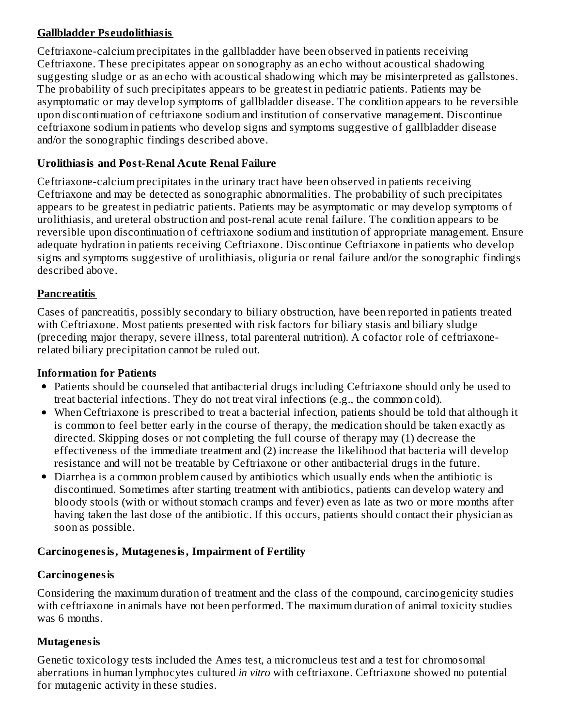**Gallbladder Pseudolithiasis**

Ceftriaxone-calcium precipitates in the gallbladder have been observed in patients receiving Ceftriaxone. These precipitates appear on sonography as an echo without acoustical shadowing suggesting sludge or as an echo with acoustical shadowing which may be misinterpreted as gallstones. The probability of such precipitates appears to be greatest in pediatric patients. Patients may be asymptomatic or may develop symptoms of gallbladder disease. The condition appears to be reversible upon discontinuation of ceftriaxone sodium and institution of conservative management. Discontinue ceftriaxone sodium in patients who develop signs and symptoms suggestive of gallbladder disease and/or the sonographic findings described above.

**Urolithiasis and Post-Renal Acute Renal Failure**

Ceftriaxone-calcium precipitates in the urinary tract have been observed in patients receiving Ceftriaxone and may be detected as sonographic abnormalities. The probability of such precipitates appears to be greatest in pediatric patients. Patients may be asymptomatic or may develop symptoms of urolithiasis, and ureteral obstruction and post-renal acute renal failure. The condition appears to be reversible upon discontinuation of ceftriaxone sodium and institution of appropriate management. Ensure adequate hydration in patients receiving Ceftriaxone. Discontinue Ceftriaxone in patients who develop signs and symptoms suggestive of urolithiasis, oliguria or renal failure and/or the sonographic findings described above.

**Pancreatitis**

Cases of pancreatitis, possibly secondary to biliary obstruction, have been reported in patients treated with Ceftriaxone. Most patients presented with risk factors for biliary stasis and biliary sludge (preceding major therapy, severe illness, total parenteral nutrition). A cofactor role of ceftriaxone-related biliary precipitation cannot be ruled out.

**Information for Patients**

- Patients should be counseled that antibacterial drugs including Ceftriaxone should only be used to treat bacterial infections. They do not treat viral infections (e.g., the common cold).
- When Ceftriaxone is prescribed to treat a bacterial infection, patients should be told that although it is common to feel better early in the course of therapy, the medication should be taken exactly as directed. Skipping doses or not completing the full course of therapy may (1) decrease the effectiveness of the immediate treatment and (2) increase the likelihood that bacteria will develop resistance and will not be treatable by Ceftriaxone or other antibacterial drugs in the future.
- Diarrhea is a common problem caused by antibiotics which usually ends when the antibiotic is discontinued. Sometimes after starting treatment with antibiotics, patients can develop watery and bloody stools (with or without stomach cramps and fever) even as late as two or more months after having taken the last dose of the antibiotic. If this occurs, patients should contact their physician as soon as possible.

**Carcinogenesis, Mutagenesis, Impairment of Fertility**

**Carcinogenesis**

Considering the maximum duration of treatment and the class of the compound, carcinogenicity studies with ceftriaxone in animals have not been performed. The maximum duration of animal toxicity studies was 6 months.

**Mutagenesis**

Genetic toxicology tests included the Ames test, a micronucleus test and a test for chromosomal aberrations in human lymphocytes cultured *in vitro* with ceftriaxone. Ceftriaxone showed no potential for mutagenic activity in these studies.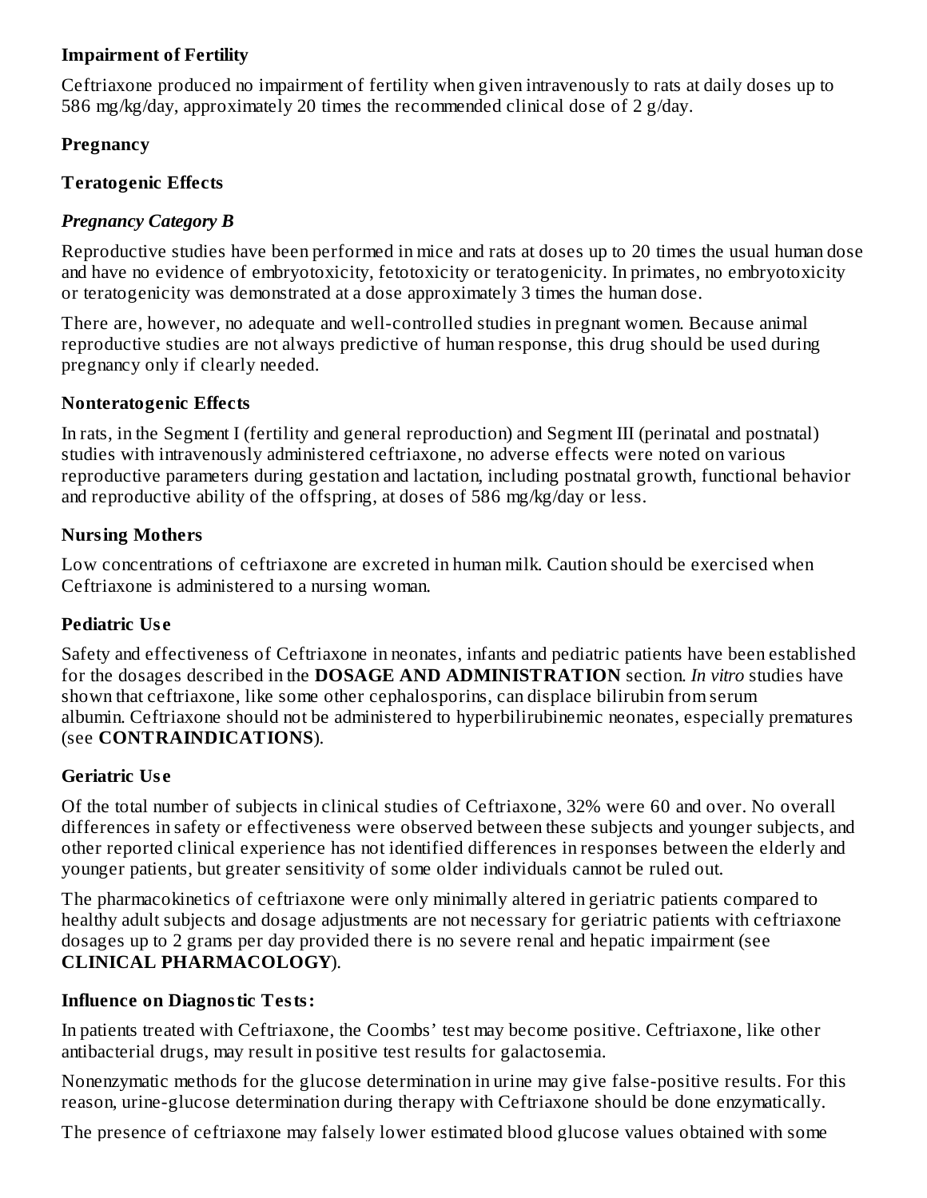**Impairment of Fertility**

Ceftriaxone produced no impairment of fertility when given intravenously to rats at daily doses up to 586 mg/kg/day, approximately 20 times the recommended clinical dose of 2 g/day.

**Pregnancy**

**Teratogenic Effects**

***Pregnancy Category B***

Reproductive studies have been performed in mice and rats at doses up to 20 times the usual human dose and have no evidence of embryotoxicity, fetotoxicity or teratogenicity. In primates, no embryotoxicity or teratogenicity was demonstrated at a dose approximately 3 times the human dose.

There are, however, no adequate and well-controlled studies in pregnant women. Because animal reproductive studies are not always predictive of human response, this drug should be used during pregnancy only if clearly needed.

**Nonteratogenic Effects**

In rats, in the Segment I (fertility and general reproduction) and Segment III (perinatal and postnatal) studies with intravenously administered ceftriaxone, no adverse effects were noted on various reproductive parameters during gestation and lactation, including postnatal growth, functional behavior and reproductive ability of the offspring, at doses of 586 mg/kg/day or less.

**Nursing Mothers**

Low concentrations of ceftriaxone are excreted in human milk. Caution should be exercised when Ceftriaxone is administered to a nursing woman.

**Pediatric Use**

Safety and effectiveness of Ceftriaxone in neonates, infants and pediatric patients have been established for the dosages described in the **DOSAGE AND ADMINISTRATION** section. *In vitro* studies have shown that ceftriaxone, like some other cephalosporins, can displace bilirubin from serum albumin. Ceftriaxone should not be administered to hyperbilirubinemic neonates, especially prematures (see **CONTRAINDICATIONS**).

**Geriatric Use**

Of the total number of subjects in clinical studies of Ceftriaxone, 32% were 60 and over. No overall differences in safety or effectiveness were observed between these subjects and younger subjects, and other reported clinical experience has not identified differences in responses between the elderly and younger patients, but greater sensitivity of some older individuals cannot be ruled out.

The pharmacokinetics of ceftriaxone were only minimally altered in geriatric patients compared to healthy adult subjects and dosage adjustments are not necessary for geriatric patients with ceftriaxone dosages up to 2 grams per day provided there is no severe renal and hepatic impairment (see **CLINICAL PHARMACOLOGY**).

**Influence on Diagnostic Tests:**

In patients treated with Ceftriaxone, the Coombs' test may become positive. Ceftriaxone, like other antibacterial drugs, may result in positive test results for galactosemia.

Nonenzymatic methods for the glucose determination in urine may give false-positive results. For this reason, urine-glucose determination during therapy with Ceftriaxone should be done enzymatically.

The presence of ceftriaxone may falsely lower estimated blood glucose values obtained with some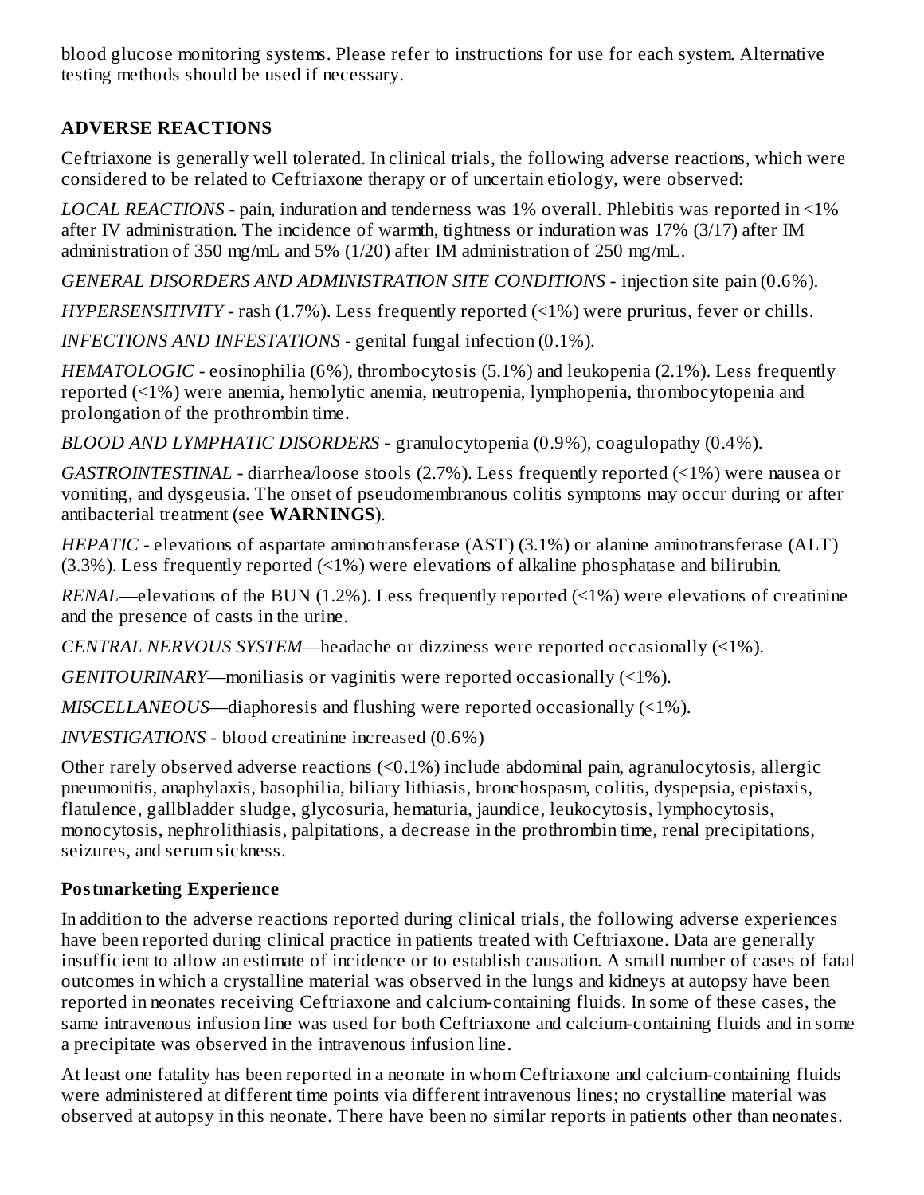blood glucose monitoring systems. Please refer to instructions for use for each system. Alternative testing methods should be used if necessary.

## ADVERSE REACTIONS

Ceftriaxone is generally well tolerated. In clinical trials, the following adverse reactions, which were considered to be related to Ceftriaxone therapy or of uncertain etiology, were observed:

*LOCAL REACTIONS* - pain, induration and tenderness was 1% overall. Phlebitis was reported in <1% after IV administration. The incidence of warmth, tightness or induration was 17% (3/17) after IM administration of 350 mg/mL and 5% (1/20) after IM administration of 250 mg/mL.

*GENERAL DISORDERS AND ADMINISTRATION SITE CONDITIONS* - injection site pain (0.6%).

*HYPERSENSITIVITY* - rash (1.7%). Less frequently reported (<1%) were pruritus, fever or chills.

*INFECTIONS AND INFESTATIONS* - genital fungal infection (0.1%).

*HEMATOLOGIC* - eosinophilia (6%), thrombocytosis (5.1%) and leukopenia (2.1%). Less frequently reported (<1%) were anemia, hemolytic anemia, neutropenia, lymphopenia, thrombocytopenia and prolongation of the prothrombin time.

*BLOOD AND LYMPHATIC DISORDERS* - granulocytopenia (0.9%), coagulopathy (0.4%).

*GASTROINTESTINAL* - diarrhea/loose stools (2.7%). Less frequently reported (<1%) were nausea or vomiting, and dysgeusia. The onset of pseudomembranous colitis symptoms may occur during or after antibacterial treatment (see **WARNINGS**).

*HEPATIC* - elevations of aspartate aminotransferase (AST) (3.1%) or alanine aminotransferase (ALT) (3.3%). Less frequently reported (<1%) were elevations of alkaline phosphatase and bilirubin.

*RENAL*—elevations of the BUN (1.2%). Less frequently reported (<1%) were elevations of creatinine and the presence of casts in the urine.

*CENTRAL NERVOUS SYSTEM*—headache or dizziness were reported occasionally (<1%).

*GENITOURINARY*—moniliasis or vaginitis were reported occasionally (<1%).

*MISCELLANEOUS*—diaphoresis and flushing were reported occasionally (<1%).

*INVESTIGATIONS* - blood creatinine increased (0.6%)

Other rarely observed adverse reactions (<0.1%) include abdominal pain, agranulocytosis, allergic pneumonitis, anaphylaxis, basophilia, biliary lithiasis, bronchospasm, colitis, dyspepsia, epistaxis, flatulence, gallbladder sludge, glycosuria, hematuria, jaundice, leukocytosis, lymphocytosis, monocytosis, nephrolithiasis, palpitations, a decrease in the prothrombin time, renal precipitations, seizures, and serum sickness.

### Postmarketing Experience

In addition to the adverse reactions reported during clinical trials, the following adverse experiences have been reported during clinical practice in patients treated with Ceftriaxone. Data are generally insufficient to allow an estimate of incidence or to establish causation. A small number of cases of fatal outcomes in which a crystalline material was observed in the lungs and kidneys at autopsy have been reported in neonates receiving Ceftriaxone and calcium-containing fluids. In some of these cases, the same intravenous infusion line was used for both Ceftriaxone and calcium-containing fluids and in some a precipitate was observed in the intravenous infusion line.

At least one fatality has been reported in a neonate in whom Ceftriaxone and calcium-containing fluids were administered at different time points via different intravenous lines; no crystalline material was observed at autopsy in this neonate. There have been no similar reports in patients other than neonates.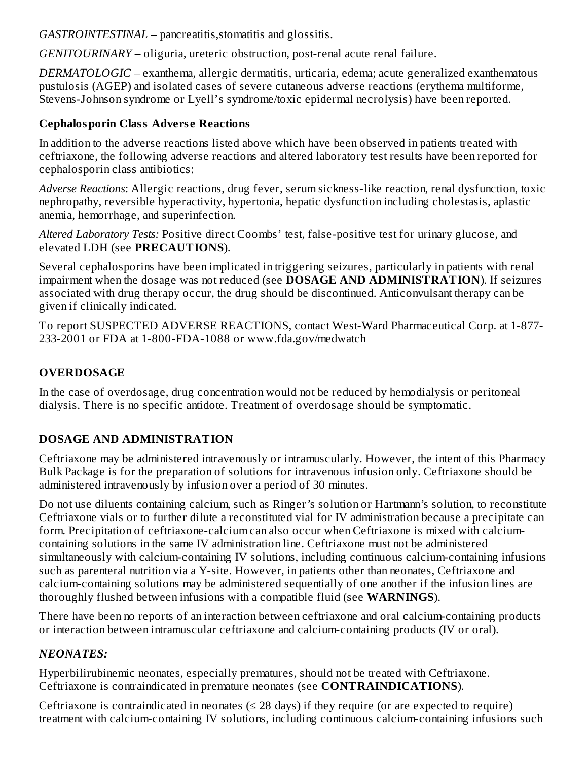*GASTROINTESTINAL* – pancreatitis,stomatitis and glossitis.

*GENITOURINARY* – oliguria, ureteric obstruction, post-renal acute renal failure.

*DERMATOLOGIC* – exanthema, allergic dermatitis, urticaria, edema; acute generalized exanthematous pustulosis (AGEP) and isolated cases of severe cutaneous adverse reactions (erythema multiforme, Stevens-Johnson syndrome or Lyell's syndrome/toxic epidermal necrolysis) have been reported.

**Cephalosporin Class Adverse Reactions**

In addition to the adverse reactions listed above which have been observed in patients treated with ceftriaxone, the following adverse reactions and altered laboratory test results have been reported for cephalosporin class antibiotics:

*Adverse Reactions*: Allergic reactions, drug fever, serum sickness-like reaction, renal dysfunction, toxic nephropathy, reversible hyperactivity, hypertonia, hepatic dysfunction including cholestasis, aplastic anemia, hemorrhage, and superinfection.

*Altered Laboratory Tests:* Positive direct Coombs' test, false-positive test for urinary glucose, and elevated LDH (see **PRECAUTIONS**).

Several cephalosporins have been implicated in triggering seizures, particularly in patients with renal impairment when the dosage was not reduced (see **DOSAGE AND ADMINISTRATION**). If seizures associated with drug therapy occur, the drug should be discontinued. Anticonvulsant therapy can be given if clinically indicated.

To report SUSPECTED ADVERSE REACTIONS, contact West-Ward Pharmaceutical Corp. at 1-877-233-2001 or FDA at 1-800-FDA-1088 or www.fda.gov/medwatch

## OVERDOSAGE

In the case of overdosage, drug concentration would not be reduced by hemodialysis or peritoneal dialysis. There is no specific antidote. Treatment of overdosage should be symptomatic.

## DOSAGE AND ADMINISTRATION

Ceftriaxone may be administered intravenously or intramuscularly. However, the intent of this Pharmacy Bulk Package is for the preparation of solutions for intravenous infusion only. Ceftriaxone should be administered intravenously by infusion over a period of 30 minutes.

Do not use diluents containing calcium, such as Ringer's solution or Hartmann's solution, to reconstitute Ceftriaxone vials or to further dilute a reconstituted vial for IV administration because a precipitate can form. Precipitation of ceftriaxone-calcium can also occur when Ceftriaxone is mixed with calcium-containing solutions in the same IV administration line. Ceftriaxone must not be administered simultaneously with calcium-containing IV solutions, including continuous calcium-containing infusions such as parenteral nutrition via a Y-site. However, in patients other than neonates, Ceftriaxone and calcium-containing solutions may be administered sequentially of one another if the infusion lines are thoroughly flushed between infusions with a compatible fluid (see **WARNINGS**).

There have been no reports of an interaction between ceftriaxone and oral calcium-containing products or interaction between intramuscular ceftriaxone and calcium-containing products (IV or oral).

### *NEONATES:*

Hyperbilirubinemic neonates, especially prematures, should not be treated with Ceftriaxone. Ceftriaxone is contraindicated in premature neonates (see **CONTRAINDICATIONS**).

Ceftriaxone is contraindicated in neonates ($\leq$ 28 days) if they require (or are expected to require) treatment with calcium-containing IV solutions, including continuous calcium-containing infusions such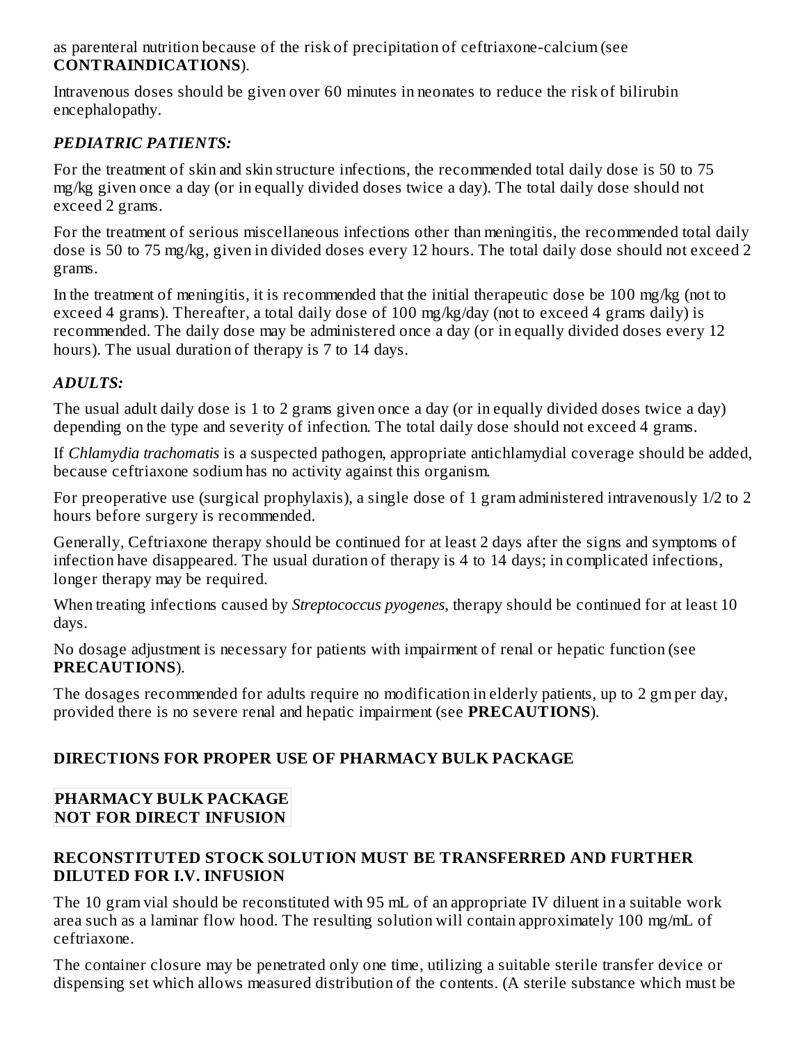as parenteral nutrition because of the risk of precipitation of ceftriaxone-calcium (see **CONTRAINDICATIONS**).

Intravenous doses should be given over 60 minutes in neonates to reduce the risk of bilirubin encephalopathy.

### *PEDIATRIC PATIENTS:*

For the treatment of skin and skin structure infections, the recommended total daily dose is 50 to 75 mg/kg given once a day (or in equally divided doses twice a day). The total daily dose should not exceed 2 grams.

For the treatment of serious miscellaneous infections other than meningitis, the recommended total daily dose is 50 to 75 mg/kg, given in divided doses every 12 hours. The total daily dose should not exceed 2 grams.

In the treatment of meningitis, it is recommended that the initial therapeutic dose be 100 mg/kg (not to exceed 4 grams). Thereafter, a total daily dose of 100 mg/kg/day (not to exceed 4 grams daily) is recommended. The daily dose may be administered once a day (or in equally divided doses every 12 hours). The usual duration of therapy is 7 to 14 days.

### *ADULTS:*

The usual adult daily dose is 1 to 2 grams given once a day (or in equally divided doses twice a day) depending on the type and severity of infection. The total daily dose should not exceed 4 grams.

If *Chlamydia trachomatis* is a suspected pathogen, appropriate antichlamydial coverage should be added, because ceftriaxone sodium has no activity against this organism.

For preoperative use (surgical prophylaxis), a single dose of 1 gram administered intravenously 1/2 to 2 hours before surgery is recommended.

Generally, Ceftriaxone therapy should be continued for at least 2 days after the signs and symptoms of infection have disappeared. The usual duration of therapy is 4 to 14 days; in complicated infections, longer therapy may be required.

When treating infections caused by *Streptococcus pyogenes*, therapy should be continued for at least 10 days.

No dosage adjustment is necessary for patients with impairment of renal or hepatic function (see **PRECAUTIONS**).

The dosages recommended for adults require no modification in elderly patients, up to 2 gm per day, provided there is no severe renal and hepatic impairment (see **PRECAUTIONS**).

## DIRECTIONS FOR PROPER USE OF PHARMACY BULK PACKAGE

**PHARMACY BULK PACKAGE**
**NOT FOR DIRECT INFUSION**

**RECONSTITUTED STOCK SOLUTION MUST BE TRANSFERRED AND FURTHER DILUTED FOR I.V. INFUSION**

The 10 gram vial should be reconstituted with 95 mL of an appropriate IV diluent in a suitable work area such as a laminar flow hood. The resulting solution will contain approximately 100 mg/mL of ceftriaxone.

The container closure may be penetrated only one time, utilizing a suitable sterile transfer device or dispensing set which allows measured distribution of the contents. (A sterile substance which must be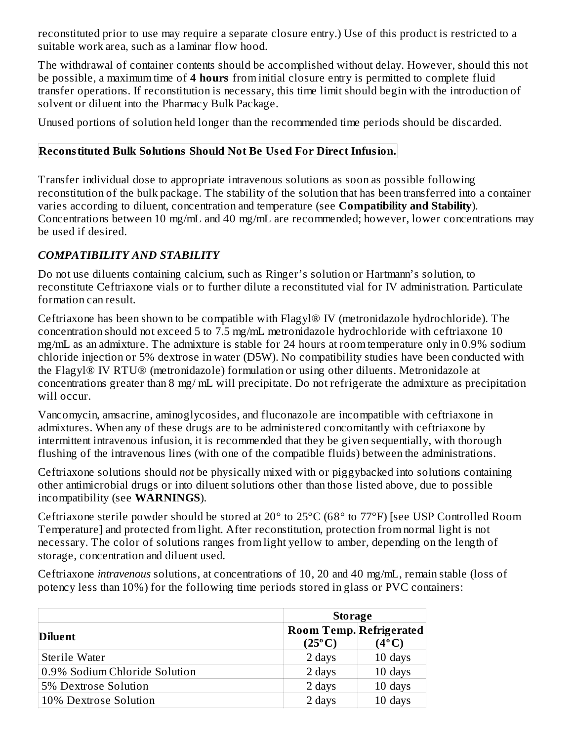reconstituted prior to use may require a separate closure entry.) Use of this product is restricted to a suitable work area, such as a laminar flow hood.

The withdrawal of container contents should be accomplished without delay. However, should this not be possible, a maximum time of **4 hours** from initial closure entry is permitted to complete fluid transfer operations. If reconstitution is necessary, this time limit should begin with the introduction of solvent or diluent into the Pharmacy Bulk Package.

Unused portions of solution held longer than the recommended time periods should be discarded.

**Reconstituted Bulk Solutions Should Not Be Used For Direct Infusion.**

Transfer individual dose to appropriate intravenous solutions as soon as possible following reconstitution of the bulk package. The stability of the solution that has been transferred into a container varies according to diluent, concentration and temperature (see **Compatibility and Stability**). Concentrations between 10 mg/mL and 40 mg/mL are recommended; however, lower concentrations may be used if desired.

### *COMPATIBILITY AND STABILITY*

Do not use diluents containing calcium, such as Ringer's solution or Hartmann's solution, to reconstitute Ceftriaxone vials or to further dilute a reconstituted vial for IV administration. Particulate formation can result.

Ceftriaxone has been shown to be compatible with Flagyl® IV (metronidazole hydrochloride). The concentration should not exceed 5 to 7.5 mg/mL metronidazole hydrochloride with ceftriaxone 10 mg/mL as an admixture. The admixture is stable for 24 hours at room temperature only in 0.9% sodium chloride injection or 5% dextrose in water (D5W). No compatibility studies have been conducted with the Flagyl® IV RTU® (metronidazole) formulation or using other diluents. Metronidazole at concentrations greater than 8 mg/ mL will precipitate. Do not refrigerate the admixture as precipitation will occur.

Vancomycin, amsacrine, aminoglycosides, and fluconazole are incompatible with ceftriaxone in admixtures. When any of these drugs are to be administered concomitantly with ceftriaxone by intermittent intravenous infusion, it is recommended that they be given sequentially, with thorough flushing of the intravenous lines (with one of the compatible fluids) between the administrations.

Ceftriaxone solutions should *not* be physically mixed with or piggybacked into solutions containing other antimicrobial drugs or into diluent solutions other than those listed above, due to possible incompatibility (see **WARNINGS**).

Ceftriaxone sterile powder should be stored at 20° to 25°C (68° to 77°F) [see USP Controlled Room Temperature] and protected from light. After reconstitution, protection from normal light is not necessary. The color of solutions ranges from light yellow to amber, depending on the length of storage, concentration and diluent used.

Ceftriaxone *intravenous* solutions, at concentrations of 10, 20 and 40 mg/mL, remain stable (loss of potency less than 10%) for the following time periods stored in glass or PVC containers:

| Diluent | Storage | |
|---|---|---|
| | **Room Temp. (25°C)** | **Refrigerated (4°C)** |
| Sterile Water | 2 days | 10 days |
| 0.9% Sodium Chloride Solution | 2 days | 10 days |
| 5% Dextrose Solution | 2 days | 10 days |
| 10% Dextrose Solution | 2 days | 10 days |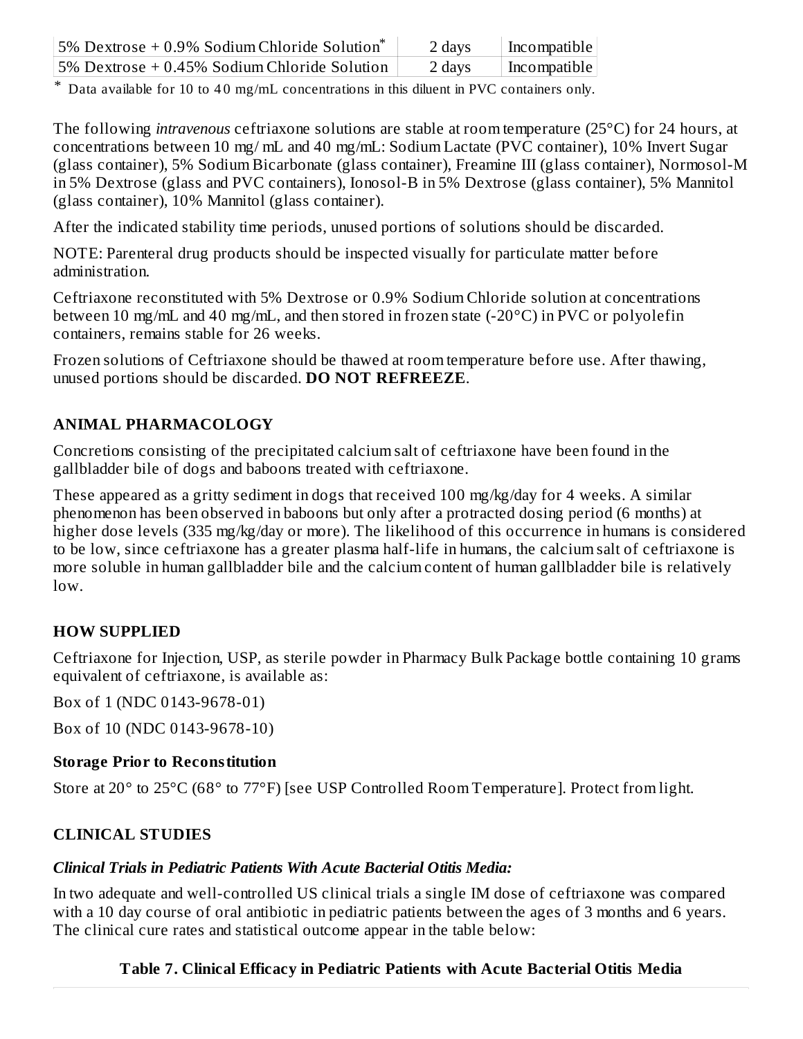| 5% Dextrose + 0.9% Sodium Chloride Solution* | 2 days | Incompatible |
|---|---|---|
| 5% Dextrose + 0.45% Sodium Chloride Solution | 2 days | Incompatible |

* Data available for 10 to 40 mg/mL concentrations in this diluent in PVC containers only.

The following *intravenous* ceftriaxone solutions are stable at room temperature (25°C) for 24 hours, at concentrations between 10 mg/ mL and 40 mg/mL: Sodium Lactate (PVC container), 10% Invert Sugar (glass container), 5% Sodium Bicarbonate (glass container), Freamine III (glass container), Normosol-M in 5% Dextrose (glass and PVC containers), Ionosol-B in 5% Dextrose (glass container), 5% Mannitol (glass container), 10% Mannitol (glass container).

After the indicated stability time periods, unused portions of solutions should be discarded.

NOTE: Parenteral drug products should be inspected visually for particulate matter before administration.

Ceftriaxone reconstituted with 5% Dextrose or 0.9% Sodium Chloride solution at concentrations between 10 mg/mL and 40 mg/mL, and then stored in frozen state (-20°C) in PVC or polyolefin containers, remains stable for 26 weeks.

Frozen solutions of Ceftriaxone should be thawed at room temperature before use. After thawing, unused portions should be discarded. **DO NOT REFREEZE**.

## ANIMAL PHARMACOLOGY

Concretions consisting of the precipitated calcium salt of ceftriaxone have been found in the gallbladder bile of dogs and baboons treated with ceftriaxone.

These appeared as a gritty sediment in dogs that received 100 mg/kg/day for 4 weeks. A similar phenomenon has been observed in baboons but only after a protracted dosing period (6 months) at higher dose levels (335 mg/kg/day or more). The likelihood of this occurrence in humans is considered to be low, since ceftriaxone has a greater plasma half-life in humans, the calcium salt of ceftriaxone is more soluble in human gallbladder bile and the calcium content of human gallbladder bile is relatively low.

## HOW SUPPLIED

Ceftriaxone for Injection, USP, as sterile powder in Pharmacy Bulk Package bottle containing 10 grams equivalent of ceftriaxone, is available as:

Box of 1 (NDC 0143-9678-01)

Box of 10 (NDC 0143-9678-10)

### Storage Prior to Reconstitution

Store at 20° to 25°C (68° to 77°F) [see USP Controlled Room Temperature]. Protect from light.

## CLINICAL STUDIES

### *Clinical Trials in Pediatric Patients With Acute Bacterial Otitis Media:*

In two adequate and well-controlled US clinical trials a single IM dose of ceftriaxone was compared with a 10 day course of oral antibiotic in pediatric patients between the ages of 3 months and 6 years. The clinical cure rates and statistical outcome appear in the table below:

**Table 7. Clinical Efficacy in Pediatric Patients with Acute Bacterial Otitis Media**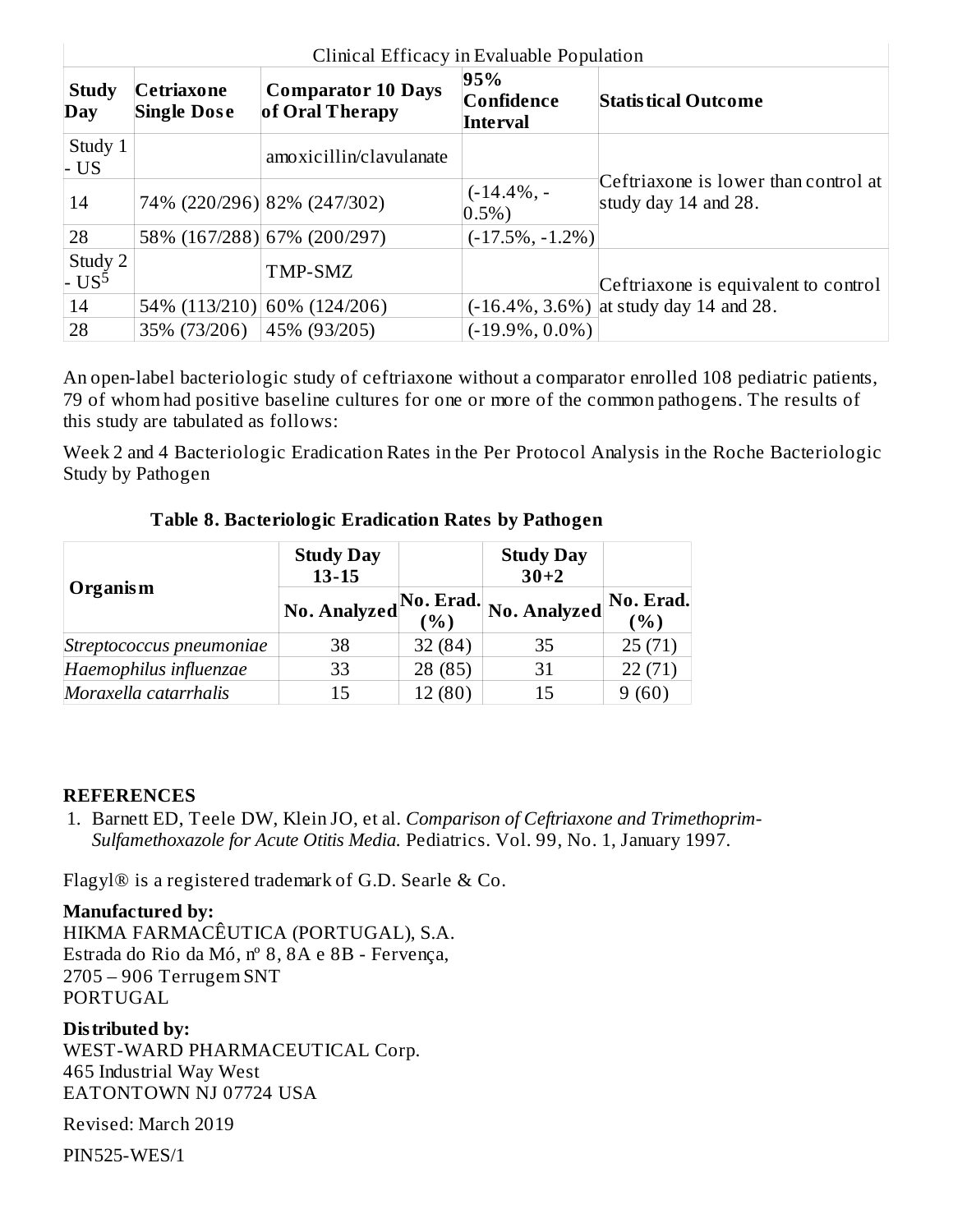| Clinical Efficacy in Evaluable Population | | | | |
|---|---|---|---|---|
| **Study Day** | **Cetriaxone Single Dose** | **Comparator 10 Days of Oral Therapy** | **95% Confidence Interval** | **Statistical Outcome** |
| Study 1 - US | | amoxicillin/clavulanate | | Ceftriaxone is lower than control at study day 14 and 28. |
| 14 | 74% (220/296) | 82% (247/302) | (-14.4%, -0.5%) | |
| 28 | 58% (167/288) | 67% (200/297) | (-17.5%, -1.2%) | |
| Study 2 - US[5] | | TMP-SMZ | | Ceftriaxone is equivalent to control at study day 14 and 28. |
| 14 | 54% (113/210) | 60% (124/206) | (-16.4%, 3.6%) | |
| 28 | 35% (73/206) | 45% (93/205) | (-19.9%, 0.0%) | |

An open-label bacteriologic study of ceftriaxone without a comparator enrolled 108 pediatric patients, 79 of whom had positive baseline cultures for one or more of the common pathogens. The results of this study are tabulated as follows:

Week 2 and 4 Bacteriologic Eradication Rates in the Per Protocol Analysis in the Roche Bacteriologic Study by Pathogen

**Table 8. Bacteriologic Eradication Rates by Pathogen**

| Organism | Study Day 13-15 | | Study Day 30+2 | |
|---|---|---|---|---|
| | **No. Analyzed** | **No. Erad. (%)** | **No. Analyzed** | **No. Erad. (%)** |
| *Streptococcus pneumoniae* | 38 | 32 (84) | 35 | 25 (71) |
| *Haemophilus influenzae* | 33 | 28 (85) | 31 | 22 (71) |
| *Moraxella catarrhalis* | 15 | 12 (80) | 15 | 9 (60) |

## REFERENCES

1. Barnett ED, Teele DW, Klein JO, et al. *Comparison of Ceftriaxone and Trimethoprim-Sulfamethoxazole for Acute Otitis Media.* Pediatrics. Vol. 99, No. 1, January 1997.

Flagyl® is a registered trademark of G.D. Searle & Co.

**Manufactured by:**
HIKMA FARMACÊUTICA (PORTUGAL), S.A.
Estrada do Rio da Mó, nº 8, 8A e 8B - Fervença,
2705 – 906 Terrugem SNT
PORTUGAL

**Distributed by:**
WEST-WARD PHARMACEUTICAL Corp.
465 Industrial Way West
EATONTOWN NJ 07724 USA

Revised: March 2019

PIN525-WES/1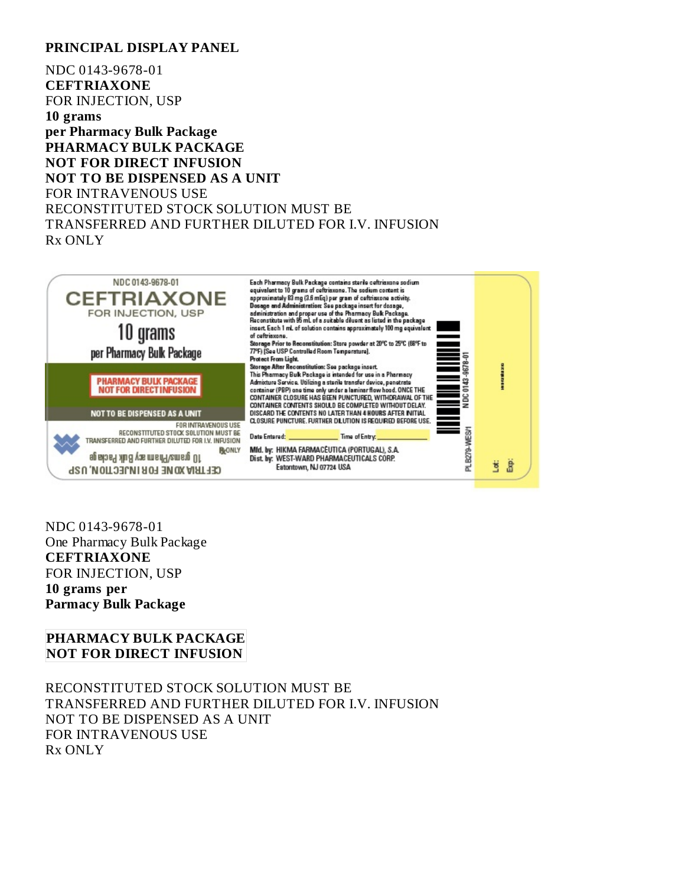## PRINCIPAL DISPLAY PANEL

NDC 0143-9678-01
**CEFTRIAXONE**
FOR INJECTION, USP
**10 grams**
**per Pharmacy Bulk Package**
**PHARMACY BULK PACKAGE**
**NOT FOR DIRECT INFUSION**
**NOT TO BE DISPENSED AS A UNIT**
FOR INTRAVENOUS USE
RECONSTITUTED STOCK SOLUTION MUST BE TRANSFERRED AND FURTHER DILUTED FOR I.V. INFUSION
Rx ONLY

NDC 0143-9678-01
CEFTRIAXONE
FOR INJECTION, USP
10 grams
per Pharmacy Bulk Package
PHARMACY BULK PACKAGE
NOT FOR DIRECT INFUSION
NOT TO BE DISPENSED AS A UNIT
FOR INTRAVENOUS USE
RECONSTITUTED STOCK SOLUTION MUST BE TRANSFERRED AND FURTHER DILUTED FOR I.V. INFUSION
℞ ONLY

10 grams/Pharmacy Bulk Package
CEFTRIAXONE FOR INJECTION, USP

Each Pharmacy Bulk Package contains sterile ceftriaxone sodium equivalent to 10 grams of ceftriaxone. The sodium content is approximately 83 mg (3.6 mEq) per gram of ceftriaxone activity.
Dosage and Administration: See package insert for dosage, administration and proper use of the Pharmacy Bulk Package.
Reconstitute with 95 mL of a suitable diluent as listed in the package insert. Each 1 mL of solution contains approximately 100 mg equivalent of ceftriaxone.
Storage Prior to Reconstitution: Store powder at 20°C to 25°C (68°F to 77°F) [See USP Controlled Room Temperature].
Protect From Light.
Storage After Reconstitution: See package insert.
This Pharmacy Bulk Package is intended for use in a Pharmacy Admixture Service. Utilizing a sterile transfer device, penetrate container (PBP) one time only under a laminar flow hood. ONCE THE CONTAINER CLOSURE HAS BEEN PUNCTURED, WITHDRAWAL OF THE CONTAINER CONTENTS SHOULD BE COMPLETED WITHOUT DELAY. DISCARD THE CONTENTS NO LATER THAN 4 HOURS AFTER INITIAL CLOSURE PUNCTURE. FURTHER DILUTION IS REQUIRED BEFORE USE.

Date Entered: ____________ Time of Entry: ____________

Mfd. by: HIKMA FARMACÊUTICA (PORTUGAL), S.A.
Dist. by: WEST-WARD PHARMACEUTICALS CORP.
Eatontown, NJ 07724 USA

NDC 0143-9678-01
PLB279-WES/1

Lot:
Exp:

NDC 0143-9678-01
One Pharmacy Bulk Package
**CEFTRIAXONE**
FOR INJECTION, USP
**10 grams per**
**Parmacy Bulk Package**

**PHARMACY BULK PACKAGE**
**NOT FOR DIRECT INFUSION**

RECONSTITUTED STOCK SOLUTION MUST BE TRANSFERRED AND FURTHER DILUTED FOR I.V. INFUSION
NOT TO BE DISPENSED AS A UNIT
FOR INTRAVENOUS USE
Rx ONLY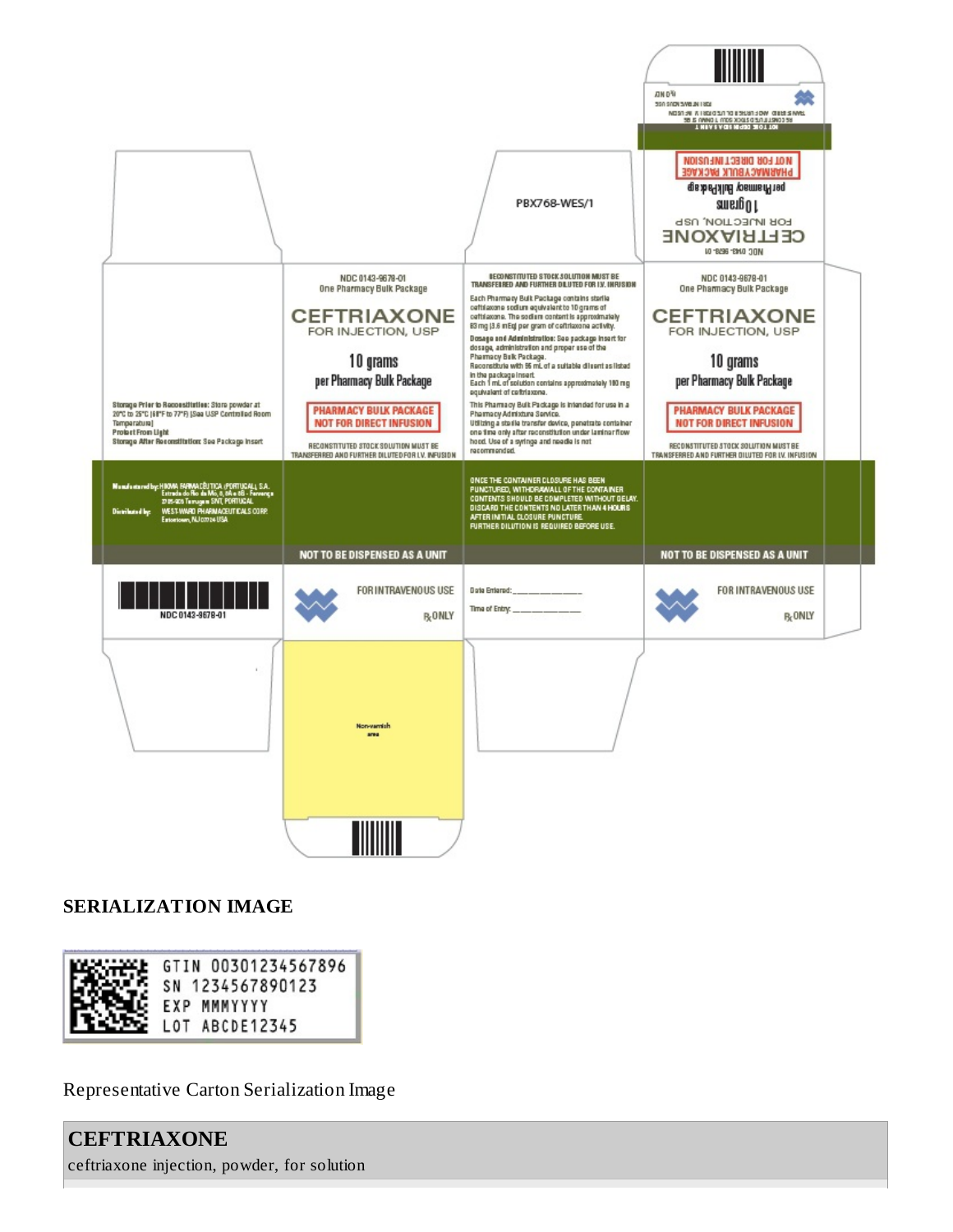PBX768-WES/1

NDC 0143-9678-01
One Pharmacy Bulk Package

**CEFTRIAXONE**
FOR INJECTION, USP

10 grams
per Pharmacy Bulk Package

PHARMACY BULK PACKAGE
NOT FOR DIRECT INFUSION

RECONSTITUTED STOCK SOLUTION MUST BE TRANSFERRED AND FURTHER DILUTED FOR I.V. INFUSION

NOT TO BE DISPENSED AS A UNIT

FOR INTRAVENOUS USE

℞ ONLY

**Storage Prior to Reconstitution:** Store powder at 20°C to 25°C (68°F to 77°F) [See USP Controlled Room Temperature]
**Protect From Light**
**Storage After Reconstitution:** See Package Insert

**Manufactured by:** HIKMA FARMACÊUTICA (PORTUGAL), S.A. Estrada do Rio da Mó, 8, 8A e 8B - Fervença 2705-906 Terrugem SNT, PORTUGAL
**Distributed by:** WEST-WARD PHARMACEUTICALS CORP. Eatontown, NJ 07724 USA

NDC 0143-9678-01

**RECONSTITUTED STOCK SOLUTION MUST BE TRANSFERRED AND FURTHER DILUTED FOR I.V. INFUSION**

Each Pharmacy Bulk Package contains sterile ceftriaxone sodium equivalent to 10 grams of ceftriaxone. The sodium content is approximately 83 mg (3.6 mEq) per gram of ceftriaxone activity.

**Dosage and Administration:** See package insert for dosage, administration and proper use of the Pharmacy Bulk Package.
Reconstitute with 95 mL of a suitable diluent as listed in the package insert.
Each 1 mL of solution contains approximately 100 mg equivalent of ceftriaxone.

This Pharmacy Bulk Package is intended for use in a Pharmacy Admixture Service.
Utilizing a sterile transfer device, penetrate container one time only after reconstitution under laminar flow hood. Use of a syringe and needle is not recommended.

ONCE THE CONTAINER CLOSURE HAS BEEN PUNCTURED, WITHDRAWALL OF THE CONTAINER CONTENTS SHOULD BE COMPLETED WITHOUT DELAY. DISCARD THE CONTENTS NO LATER THAN 4 HOURS AFTER INITIAL CLOSURE PUNCTURE.
FURTHER DILUTION IS REQUIRED BEFORE USE.

Date Entered: ______________

Time of Entry: ______________

Non-varnish area

## SERIALIZATION IMAGE

GTIN 00301234567896
SN 1234567890123
EXP MMMYYYY
LOT ABCDE12345

Representative Carton Serialization Image

| **CEFTRIAXONE** |
|---|
| ceftriaxone injection, powder, for solution |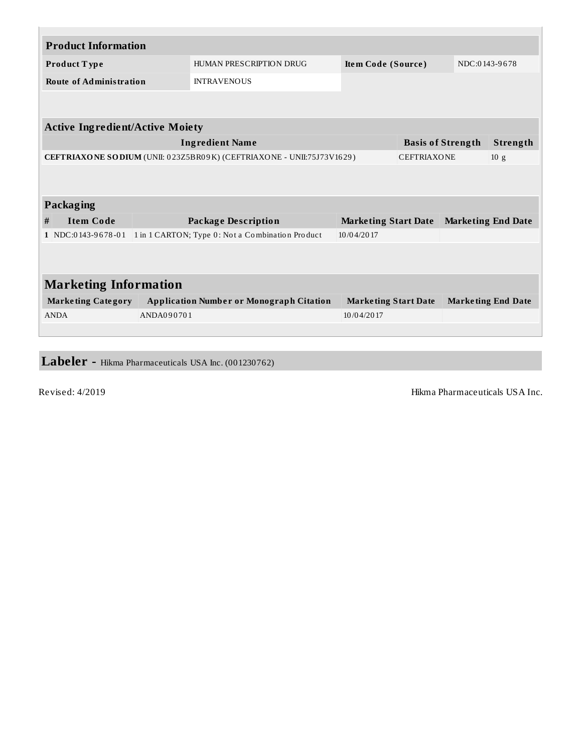| Product Information | | | |
|---|---|---|---|
| **Product Type** | HUMAN PRESCRIPTION DRUG | **Item Code (Source)** | NDC:0143-9678 |
| **Route of Administration** | INTRAVENOUS | | |

| Active Ingredient/Active Moiety | | |
|---|---|---|
| **Ingredient Name** | **Basis of Strength** | **Strength** |
| **CEFTRIAXONE SODIUM** (UNII: 023Z5BR09K) (CEFTRIAXONE - UNII:75J73V1629) | CEFTRIAXONE | 10 g |

| Packaging | | | | |
|---|---|---|---|---|
| **#** | **Item Code** | **Package Description** | **Marketing Start Date** | **Marketing End Date** |
| 1 | NDC:0143-9678-01 | 1 in 1 CARTON; Type 0: Not a Combination Product | 10/04/2017 | |

| Marketing Information | | | |
|---|---|---|---|
| **Marketing Category** | **Application Number or Monograph Citation** | **Marketing Start Date** | **Marketing End Date** |
| ANDA | ANDA090701 | 10/04/2017 | |

## Labeler - Hikma Pharmaceuticals USA Inc. (001230762)

Revised: 4/2019

Hikma Pharmaceuticals USA Inc.